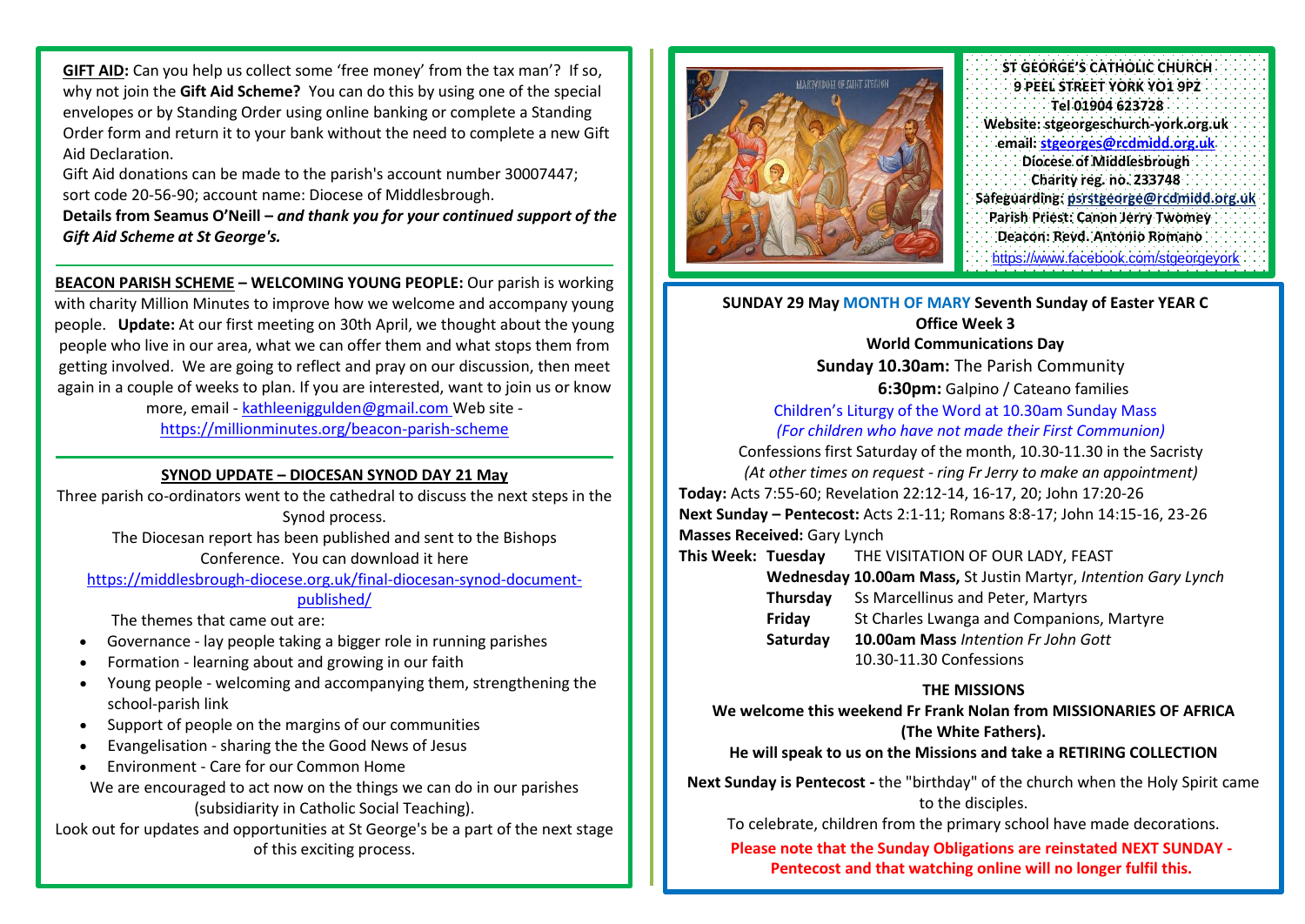**GIFT AID:** Can you help us collect some 'free money' from the tax man'? If so, why not join the **Gift Aid Scheme?** You can do this by using one of the special envelopes or by Standing Order using online banking or complete a Standing Order form and return it to your bank without the need to complete a new Gift Aid Declaration.

Gift Aid donations can be made to the parish's account number 30007447; sort code 20-56-90; account name: Diocese of Middlesbrough.

**Details from Seamus O'Neill –** ***and thank you for your continued support of the Gift Aid Scheme at St George's.***

---

**BEACON PARISH SCHEME – WELCOMING YOUNG PEOPLE:** Our parish is working with charity Million Minutes to improve how we welcome and accompany young people. **Update:** At our first meeting on 30th April, we thought about the young people who live in our area, what we can offer them and what stops them from getting involved. We are going to reflect and pray on our discussion, then meet again in a couple of weeks to plan. If you are interested, want to join us or know more, email - kathleeniggulden@gmail.com Web site - https://millionminutes.org/beacon-parish-scheme

---

**SYNOD UPDATE – DIOCESAN SYNOD DAY 21 May**

Three parish co-ordinators went to the cathedral to discuss the next steps in the Synod process.

The Diocesan report has been published and sent to the Bishops Conference. You can download it here https://middlesbrough-diocese.org.uk/final-diocesan-synod-document-published/

The themes that came out are:

- Governance - lay people taking a bigger role in running parishes
- Formation - learning about and growing in our faith
- Young people - welcoming and accompanying them, strengthening the school-parish link
- Support of people on the margins of our communities
- Evangelisation - sharing the the Good News of Jesus
- Environment - Care for our Common Home

We are encouraged to act now on the things we can do in our parishes (subsidiarity in Catholic Social Teaching).

Look out for updates and opportunities at St George's be a part of the next stage of this exciting process.

---

**ST GEORGE'S CATHOLIC CHURCH**
**9 PEEL STREET YORK YO1 9PZ**
**Tel 01904 623728**
**Website: stgeorgeschurch-york.org.uk**
**email: stgeorges@rcdmidd.org.uk**
**Diocese of Middlesbrough**
**Charity reg. no. 233748**
**Safeguarding: psrstgeorge@rcdmidd.org.uk**
**Parish Priest: Canon Jerry Twomey**
**Deacon: Revd. Antonio Romano**
https://www.facebook.com/stgeorgeyork

---

**SUNDAY 29 May MONTH OF MARY Seventh Sunday of Easter YEAR C**
**Office Week 3**
**World Communications Day**

**Sunday 10.30am:** The Parish Community
**6:30pm:** Galpino / Cateano families

Children's Liturgy of the Word at 10.30am Sunday Mass
*(For children who have not made their First Communion)*

Confessions first Saturday of the month, 10.30-11.30 in the Sacristy
*(At other times on request - ring Fr Jerry to make an appointment)*

**Today:** Acts 7:55-60; Revelation 22:12-14, 16-17, 20; John 17:20-26
**Next Sunday – Pentecost:** Acts 2:1-11; Romans 8:8-17; John 14:15-16, 23-26
**Masses Received:** Gary Lynch

**This Week:**

| | |
|---|---|
| **Tuesday** | THE VISITATION OF OUR LADY, FEAST |
| **Wednesday** | **10.00am Mass,** St Justin Martyr, *Intention Gary Lynch* |
| **Thursday** | Ss Marcellinus and Peter, Martyrs |
| **Friday** | St Charles Lwanga and Companions, Martyre |
| **Saturday** | **10.00am Mass** *Intention Fr John Gott* 10.30-11.30 Confessions |

**THE MISSIONS**

**We welcome this weekend Fr Frank Nolan from MISSIONARIES OF AFRICA (The White Fathers).**
**He will speak to us on the Missions and take a RETIRING COLLECTION**

**Next Sunday is Pentecost -** the "birthday" of the church when the Holy Spirit came to the disciples.

To celebrate, children from the primary school have made decorations.

**Please note that the Sunday Obligations are reinstated NEXT SUNDAY - Pentecost and that watching online will no longer fulfil this.**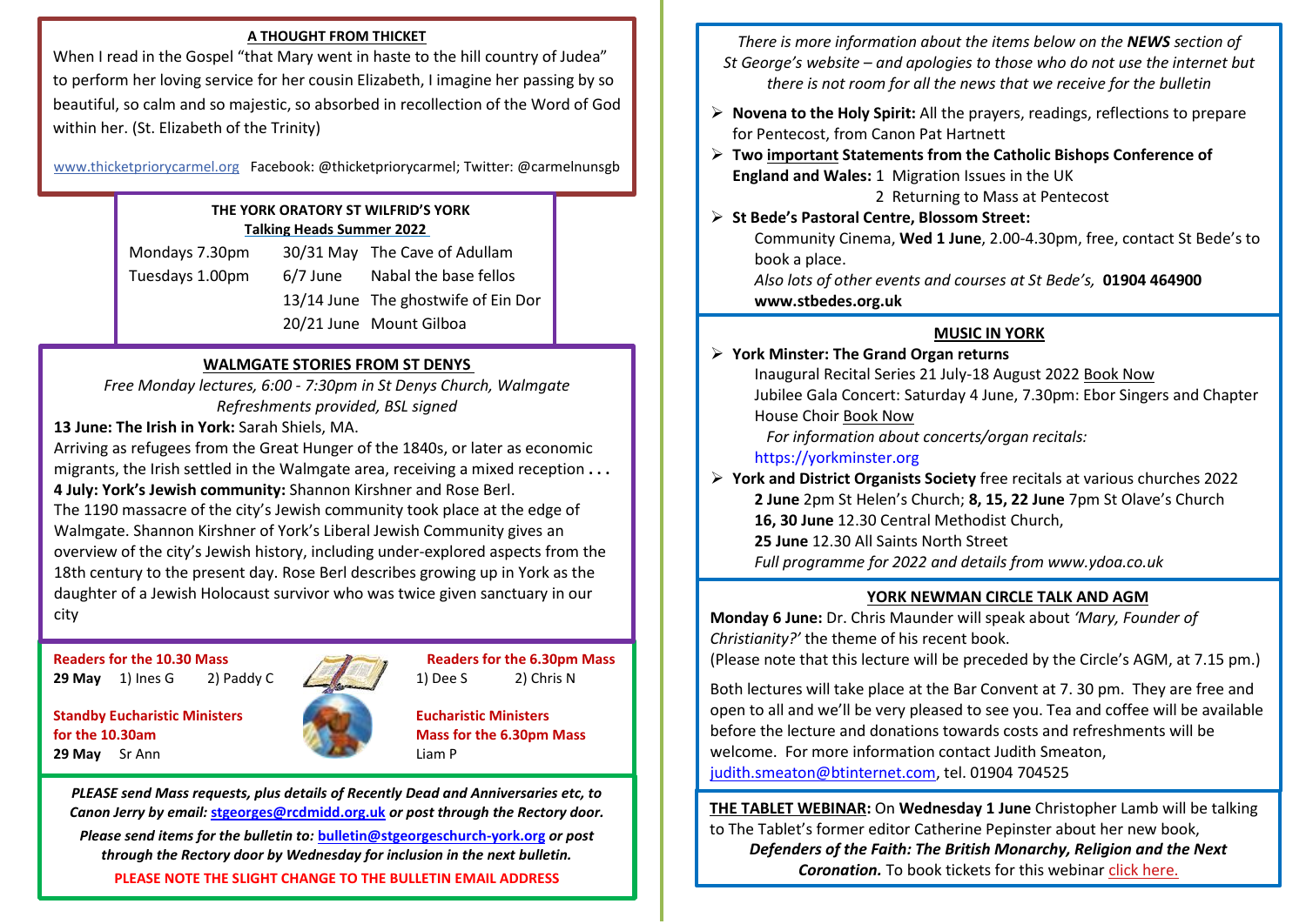## A THOUGHT FROM THICKET

When I read in the Gospel "that Mary went in haste to the hill country of Judea" to perform her loving service for her cousin Elizabeth, I imagine her passing by so beautiful, so calm and so majestic, so absorbed in recollection of the Word of God within her. (St. Elizabeth of the Trinity)

www.thicketpriorycarmel.org Facebook: @thicketpriorycarmel; Twitter: @carmelnunsgb

## THE YORK ORATORY ST WILFRID'S YORK

**Talking Heads Summer 2022**

| | | |
|---|---|---|
| Mondays 7.30pm | 30/31 May | The Cave of Adullam |
| Tuesdays 1.00pm | 6/7 June | Nabal the base fellos |
| | 13/14 June | The ghostwife of Ein Dor |
| | 20/21 June | Mount Gilboa |

## WALMGATE STORIES FROM ST DENYS

*Free Monday lectures, 6:00 - 7:30pm in St Denys Church, Walmgate*
*Refreshments provided, BSL signed*

**13 June: The Irish in York:** Sarah Shiels, MA.
Arriving as refugees from the Great Hunger of the 1840s, or later as economic migrants, the Irish settled in the Walmgate area, receiving a mixed reception . . .

**4 July: York's Jewish community:** Shannon Kirshner and Rose Berl.
The 1190 massacre of the city's Jewish community took place at the edge of Walmgate. Shannon Kirshner of York's Liberal Jewish Community gives an overview of the city's Jewish history, including under-explored aspects from the 18th century to the present day. Rose Berl describes growing up in York as the daughter of a Jewish Holocaust survivor who was twice given sanctuary in our city

**Readers for the 10.30 Mass**
**29 May** 1) Ines G 2) Paddy C

**Readers for the 6.30pm Mass**
1) Dee S 2) Chris N

**Standby Eucharistic Ministers for the 10.30am**
**29 May** Sr Ann

**Eucharistic Ministers Mass for the 6.30pm Mass**
Liam P

***PLEASE send Mass requests, plus details of Recently Dead and Anniversaries etc, to Canon Jerry by email: stgeorges@rcdmidd.org.uk or post through the Rectory door.***

***Please send items for the bulletin to: bulletin@stgeorgeschurch-york.org or post through the Rectory door by Wednesday for inclusion in the next bulletin.***

**PLEASE NOTE THE SLIGHT CHANGE TO THE BULLETIN EMAIL ADDRESS**

*There is more information about the items below on the **NEWS** section of St George's website – and apologies to those who do not use the internet but there is not room for all the news that we receive for the bulletin*

- **Novena to the Holy Spirit:** All the prayers, readings, reflections to prepare for Pentecost, from Canon Pat Hartnett
- **Two important Statements from the Catholic Bishops Conference of England and Wales:** 1 Migration Issues in the UK
  2 Returning to Mass at Pentecost
- **St Bede's Pastoral Centre, Blossom Street:**
  Community Cinema, **Wed 1 June**, 2.00-4.30pm, free, contact St Bede's to book a place.
  *Also lots of other events and courses at St Bede's,* **01904 464900**
  **www.stbedes.org.uk**

## MUSIC IN YORK

- **York Minster: The Grand Organ returns**
  Inaugural Recital Series 21 July-18 August 2022 Book Now
  Jubilee Gala Concert: Saturday 4 June, 7.30pm: Ebor Singers and Chapter House Choir Book Now
  *For information about concerts/organ recitals:*
  https://yorkminster.org
- **York and District Organists Society** free recitals at various churches 2022
  **2 June** 2pm St Helen's Church; **8, 15, 22 June** 7pm St Olave's Church
  **16, 30 June** 12.30 Central Methodist Church,
  **25 June** 12.30 All Saints North Street
  *Full programme for 2022 and details from www.ydoa.co.uk*

## YORK NEWMAN CIRCLE TALK AND AGM

**Monday 6 June:** Dr. Chris Maunder will speak about *'Mary, Founder of Christianity?'* the theme of his recent book.
(Please note that this lecture will be preceded by the Circle's AGM, at 7.15 pm.)

Both lectures will take place at the Bar Convent at 7. 30 pm. They are free and open to all and we'll be very pleased to see you. Tea and coffee will be available before the lecture and donations towards costs and refreshments will be welcome. For more information contact Judith Smeaton, judith.smeaton@btinternet.com, tel. 01904 704525

**THE TABLET WEBINAR:** On **Wednesday 1 June** Christopher Lamb will be talking to The Tablet's former editor Catherine Pepinster about her new book, ***Defenders of the Faith: The British Monarchy, Religion and the Next Coronation.*** To book tickets for this webinar click here.